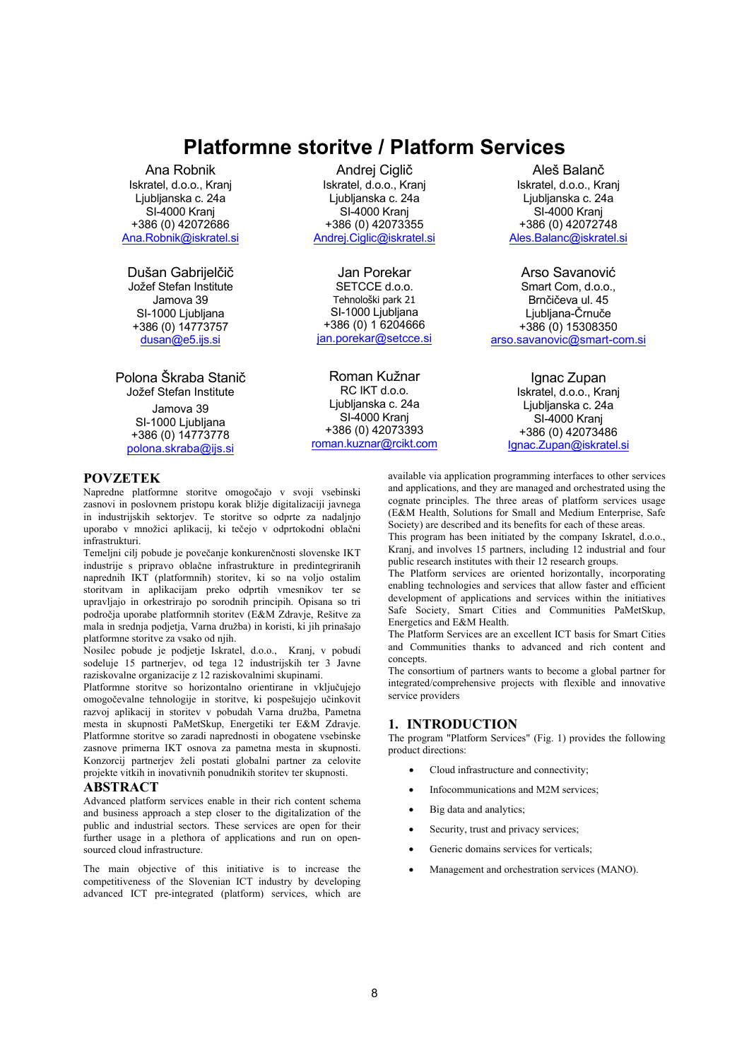# Platformne storitve / Platform Services

Ana Robnik
Iskratel, d.o.o., Kranj
Ljubljanska c. 24a
SI-4000 Kranj
+386 (0) 42072686
Ana.Robnik@iskratel.si

Andrej Ciglič
Iskratel, d.o.o., Kranj
Ljubljanska c. 24a
SI-4000 Kranj
+386 (0) 42073355
Andrej.Ciglic@iskratel.si

Aleš Balanč
Iskratel, d.o.o., Kranj
Ljubljanska c. 24a
SI-4000 Kranj
+386 (0) 42072748
Ales.Balanc@iskratel.si

Dušan Gabrijelčič
Jožef Stefan Institute
Jamova 39
SI-1000 Ljubljana
+386 (0) 14773757
dusan@e5.ijs.si

Jan Porekar
SETCCE d.o.o.
Tehnološki park 21
SI-1000 Ljubljana
+386 (0) 1 6204666
jan.porekar@setcce.si

Arso Savanović
Smart Com, d.o.o.,
Brnčičeva ul. 45
Ljubljana-Črnuče
+386 (0) 15308350
arso.savanovic@smart-com.si

Polona Škraba Stanič
Jožef Stefan Institute
Jamova 39
SI-1000 Ljubljana
+386 (0) 14773778
polona.skraba@ijs.si

Roman Kužnar
RC IKT d.o.o.
Ljubljanska c. 24a
SI-4000 Kranj
+386 (0) 42073393
roman.kuznar@rcikt.com

Ignac Zupan
Iskratel, d.o.o., Kranj
Ljubljanska c. 24a
SI-4000 Kranj
+386 (0) 42073486
Ignac.Zupan@iskratel.si

## POVZETEK

Napredne platformne storitve omogočajo v svoji vsebinski zasnovi in poslovnem pristopu korak bližje digitalizaciji javnega in industrijskih sektorjev. Te storitve so odprte za nadaljnjo uporabo v množici aplikacij, ki tečejo v odprtokodni oblačni infrastrukturi.

Temeljni cilj pobude je povečanje konkurenčnosti slovenske IKT industrije s pripravo oblačne infrastrukture in predintegriranih naprednih IKT (platformnih) storitev, ki so na voljo ostalim storitvam in aplikacijam preko odprtih vmesnikov ter se upravljajo in orkestrirajo po sorodnih principih. Opisana so tri področja uporabe platformnih storitev (E&M Zdravje, Rešitve za mala in srednja podjetja, Varna družba) in koristi, ki jih prinašajo platformne storitve za vsako od njih.

Nosilec pobude je podjetje Iskratel, d.o.o., Kranj, v pobudi sodeluje 15 partnerjev, od tega 12 industrijskih ter 3 Javne raziskovalne organizacije z 12 raziskovalnimi skupinami.

Platformne storitve so horizontalno orientirane in vključujejo omogočevalne tehnologije in storitve, ki pospešujejo učinkovit razvoj aplikacij in storitev v pobudah Varna družba, Pametna mesta in skupnosti PaMetSkup, Energetiki ter E&M Zdravje. Platformne storitve so zaradi naprednosti in obogatene vsebinske zasnove primerna IKT osnova za pametna mesta in skupnosti. Konzorcij partnerjev želi postati globalni partner za celovite projekte vitkih in inovativnih ponudnikih storitev ter skupnosti.

## ABSTRACT

Advanced platform services enable in their rich content schema and business approach a step closer to the digitalization of the public and industrial sectors. These services are open for their further usage in a plethora of applications and run on open-sourced cloud infrastructure.

The main objective of this initiative is to increase the competitiveness of the Slovenian ICT industry by developing advanced ICT pre-integrated (platform) services, which are available via application programming interfaces to other services and applications, and they are managed and orchestrated using the cognate principles. The three areas of platform services usage (E&M Health, Solutions for Small and Medium Enterprise, Safe Society) are described and its benefits for each of these areas.

This program has been initiated by the company Iskratel, d.o.o., Kranj, and involves 15 partners, including 12 industrial and four public research institutes with their 12 research groups.

The Platform services are oriented horizontally, incorporating enabling technologies and services that allow faster and efficient development of applications and services within the initiatives Safe Society, Smart Cities and Communities PaMetSkup, Energetics and E&M Health.

The Platform Services are an excellent ICT basis for Smart Cities and Communities thanks to advanced and rich content and concepts.

The consortium of partners wants to become a global partner for integrated/comprehensive projects with flexible and innovative service providers

## 1. INTRODUCTION

The program "Platform Services" (Fig. 1) provides the following product directions:

- Cloud infrastructure and connectivity;
- Infocommunications and M2M services;
- Big data and analytics;
- Security, trust and privacy services;
- Generic domains services for verticals;
- Management and orchestration services (MANO).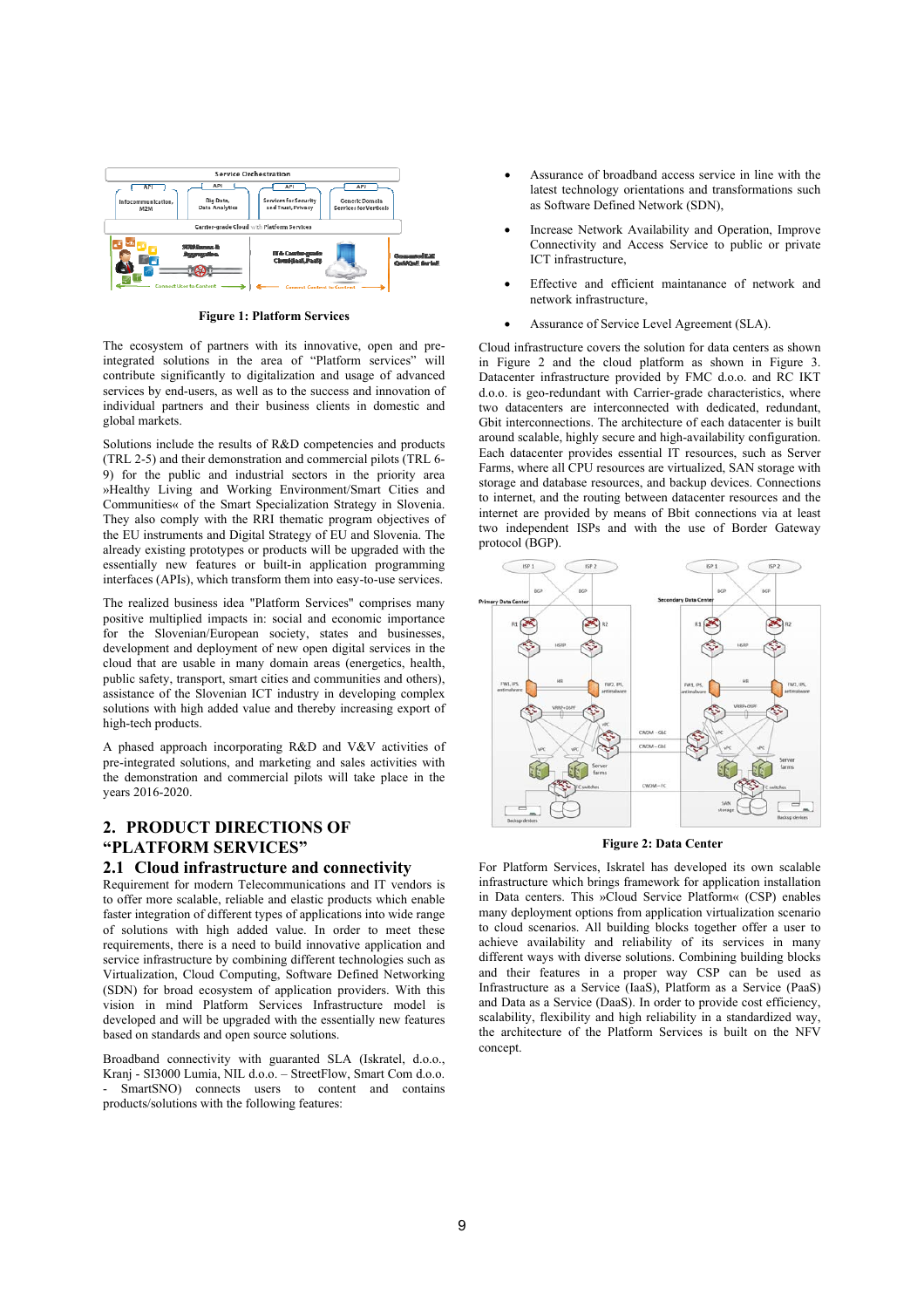Figure 1: Platform Services

The ecosystem of partners with its innovative, open and pre-integrated solutions in the area of "Platform services" will contribute significantly to digitalization and usage of advanced services by end-users, as well as to the success and innovation of individual partners and their business clients in domestic and global markets.

Solutions include the results of R&D competencies and products (TRL 2-5) and their demonstration and commercial pilots (TRL 6-9) for the public and industrial sectors in the priority area »Healthy Living and Working Environment/Smart Cities and Communities« of the Smart Specialization Strategy in Slovenia. They also comply with the RRI thematic program objectives of the EU instruments and Digital Strategy of EU and Slovenia. The already existing prototypes or products will be upgraded with the essentially new features or built-in application programming interfaces (APIs), which transform them into easy-to-use services.

The realized business idea "Platform Services" comprises many positive multiplied impacts in: social and economic importance for the Slovenian/European society, states and businesses, development and deployment of new open digital services in the cloud that are usable in many domain areas (energetics, health, public safety, transport, smart cities and communities and others), assistance of the Slovenian ICT industry in developing complex solutions with high added value and thereby increasing export of high-tech products.

A phased approach incorporating R&D and V&V activities of pre-integrated solutions, and marketing and sales activities with the demonstration and commercial pilots will take place in the years 2016-2020.

## 2. PRODUCT DIRECTIONS OF "PLATFORM SERVICES"

### 2.1 Cloud infrastructure and connectivity

Requirement for modern Telecommunications and IT vendors is to offer more scalable, reliable and elastic products which enable faster integration of different types of applications into wide range of solutions with high added value. In order to meet these requirements, there is a need to build innovative application and service infrastructure by combining different technologies such as Virtualization, Cloud Computing, Software Defined Networking (SDN) for broad ecosystem of application providers. With this vision in mind Platform Services Infrastructure model is developed and will be upgraded with the essentially new features based on standards and open source solutions.

Broadband connectivity with guaranted SLA (Iskratel, d.o.o., Kranj - SI3000 Lumia, NIL d.o.o. – StreetFlow, Smart Com d.o.o. - SmartSNO) connects users to content and contains products/solutions with the following features:

- Assurance of broadband access service in line with the latest technology orientations and transformations such as Software Defined Network (SDN),
- Increase Network Availability and Operation, Improve Connectivity and Access Service to public or private ICT infrastructure,
- Effective and efficient maintanance of network and network infrastructure,
- Assurance of Service Level Agreement (SLA).

Cloud infrastructure covers the solution for data centers as shown in Figure 2 and the cloud platform as shown in Figure 3. Datacenter infrastructure provided by FMC d.o.o. and RC IKT d.o.o. is geo-redundant with Carrier-grade characteristics, where two datacenters are interconnected with dedicated, redundant, Gbit interconnections. The architecture of each datacenter is built around scalable, highly secure and high-availability configuration. Each datacenter provides essential IT resources, such as Server Farms, where all CPU resources are virtualized, SAN storage with storage and database resources, and backup devices. Connections to internet, and the routing between datacenter resources and the internet are provided by means of Bbit connections via at least two independent ISPs and with the use of Border Gateway protocol (BGP).

Figure 2: Data Center

For Platform Services, Iskratel has developed its own scalable infrastructure which brings framework for application installation in Data centers. This »Cloud Service Platform« (CSP) enables many deployment options from application virtualization scenario to cloud scenarios. All building blocks together offer a user to achieve availability and reliability of its services in many different ways with diverse solutions. Combining building blocks and their features in a proper way CSP can be used as Infrastructure as a Service (IaaS), Platform as a Service (PaaS) and Data as a Service (DaaS). In order to provide cost efficiency, scalability, flexibility and high reliability in a standardized way, the architecture of the Platform Services is built on the NFV concept.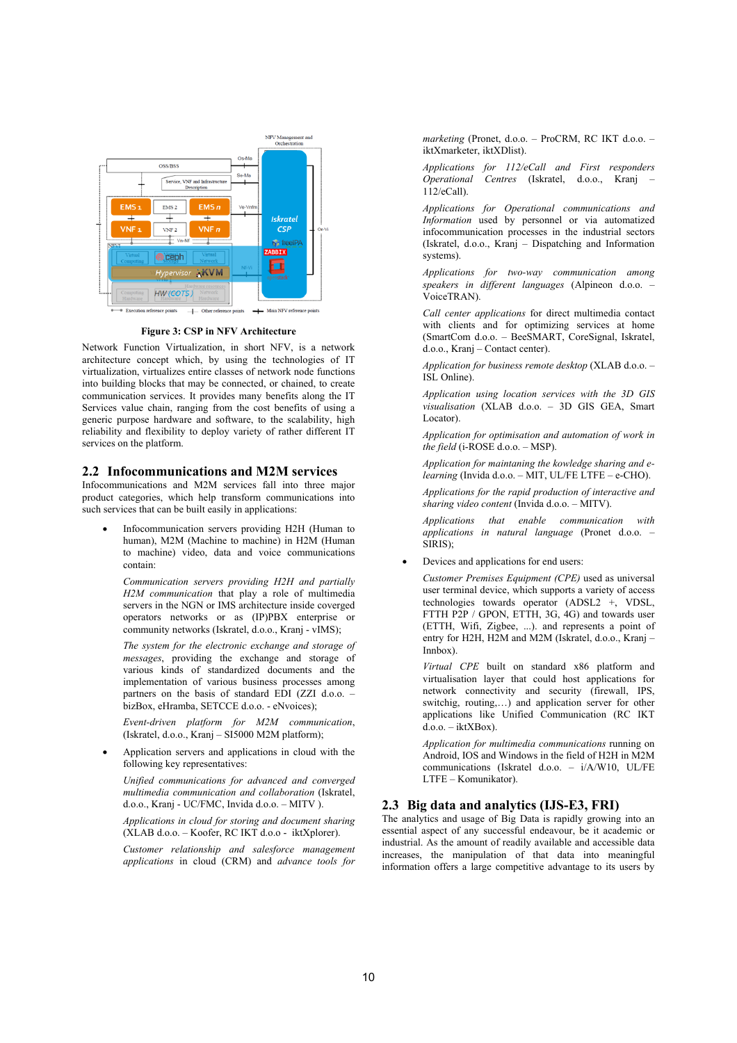Figure 3: CSP in NFV Architecture

Network Function Virtualization, in short NFV, is a network architecture concept which, by using the technologies of IT virtualization, virtualizes entire classes of network node functions into building blocks that may be connected, or chained, to create communication services. It provides many benefits along the IT Services value chain, ranging from the cost benefits of using a generic purpose hardware and software, to the scalability, high reliability and flexibility to deploy variety of rather different IT services on the platform.

## 2.2 Infocommunications and M2M services

Infocommunications and M2M services fall into three major product categories, which help transform communications into such services that can be built easily in applications:

- Infocommunication servers providing H2H (Human to human), M2M (Machine to machine) in H2M (Human to machine) video, data and voice communications contain:

  *Communication servers providing H2H and partially H2M communication* that play a role of multimedia servers in the NGN or IMS architecture inside coverged operators networks or as (IP)PBX enterprise or community networks (Iskratel, d.o.o., Kranj - vIMS);

  *The system for the electronic exchange and storage of messages*, providing the exchange and storage of various kinds of standardized documents and the implementation of various business processes among partners on the basis of standard EDI (ZZI d.o.o. – bizBox, eHramba, SETCCE d.o.o. - eNvoices);

  *Event-driven platform for M2M communication*, (Iskratel, d.o.o., Kranj – SI5000 M2M platform);

- Application servers and applications in cloud with the following key representatives:

  *Unified communications for advanced and converged multimedia communication and collaboration* (Iskratel, d.o.o., Kranj - UC/FMC, Invida d.o.o. – MITV ).

  *Applications in cloud for storing and document sharing* (XLAB d.o.o. – Koofer, RC IKT d.o.o - iktXplorer).

  *Customer relationship and salesforce management applications* in cloud (CRM) and *advance tools for marketing* (Pronet, d.o.o. – ProCRM, RC IKT d.o.o. – iktXmarketer, iktXDlist).

  *Applications for 112/eCall and First responders Operational Centres* (Iskratel, d.o.o., Kranj – 112/eCall).

  *Applications for Operational communications and Information* used by personnel or via automatized infocommunication processes in the industrial sectors (Iskratel, d.o.o., Kranj – Dispatching and Information systems).

  *Applications for two-way communication among speakers in different languages* (Alpineon d.o.o. – VoiceTRAN).

  *Call center applications* for direct multimedia contact with clients and for optimizing services at home (SmartCom d.o.o. – BeeSMART, CoreSignal, Iskratel, d.o.o., Kranj – Contact center).

  *Application for business remote desktop* (XLAB d.o.o. – ISL Online).

  *Application using location services with the 3D GIS visualisation* (XLAB d.o.o. – 3D GIS GEA, Smart Locator).

  *Application for optimisation and automation of work in the field* (i-ROSE d.o.o. – MSP).

  *Application for maintaning the kowledge sharing and e-learning* (Invida d.o.o. – MIT, UL/FE LTFE – e-CHO).

  *Applications for the rapid production of interactive and sharing video content* (Invida d.o.o. – MITV).

  *Applications that enable communication with applications in natural language* (Pronet d.o.o. – SIRIS);

- Devices and applications for end users:

  *Customer Premises Equipment (CPE)* used as universal user terminal device, which supports a variety of access technologies towards operator (ADSL2 +, VDSL, FTTH P2P / GPON, ETTH, 3G, 4G) and towards user (ETTH, Wifi, Zigbee, ...). and represents a point of entry for H2H, H2M and M2M (Iskratel, d.o.o., Kranj – Innbox).

  *Virtual CPE* built on standard x86 platform and virtualisation layer that could host applications for network connectivity and security (firewall, IPS, switchig, routing,…) and application server for other applications like Unified Communication (RC IKT d.o.o. – iktXBox).

  *Application for multimedia communications* running on Android, IOS and Windows in the field of H2H in M2M communications (Iskratel d.o.o. – i/A/W10, UL/FE LTFE – Komunikator).

## 2.3 Big data and analytics (IJS-E3, FRI)

The analytics and usage of Big Data is rapidly growing into an essential aspect of any successful endeavour, be it academic or industrial. As the amount of readily available and accessible data increases, the manipulation of that data into meaningful information offers a large competitive advantage to its users by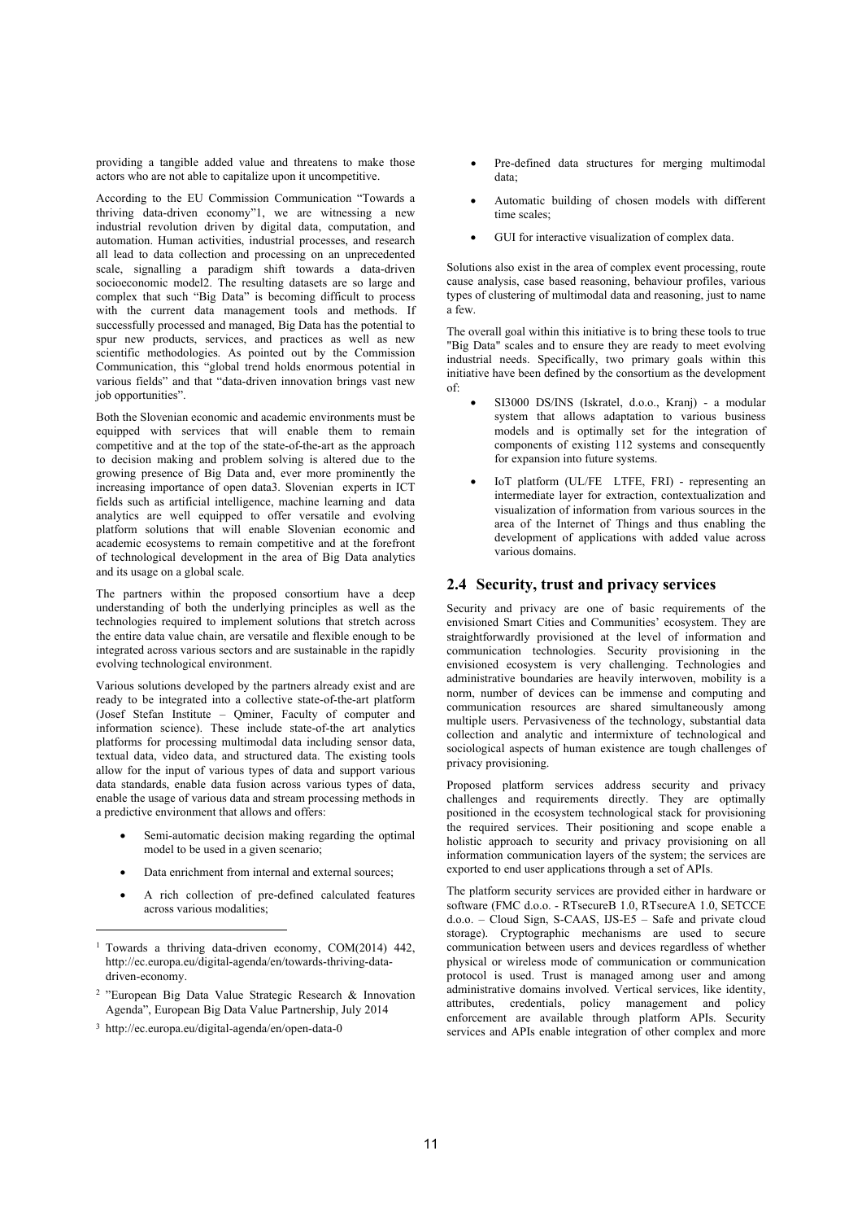providing a tangible added value and threatens to make those actors who are not able to capitalize upon it uncompetitive.

According to the EU Commission Communication "Towards a thriving data-driven economy"[1], we are witnessing a new industrial revolution driven by digital data, computation, and automation. Human activities, industrial processes, and research all lead to data collection and processing on an unprecedented scale, signalling a paradigm shift towards a data-driven socioeconomic model[2]. The resulting datasets are so large and complex that such "Big Data" is becoming difficult to process with the current data management tools and methods. If successfully processed and managed, Big Data has the potential to spur new products, services, and practices as well as new scientific methodologies. As pointed out by the Commission Communication, this "global trend holds enormous potential in various fields" and that "data-driven innovation brings vast new job opportunities".

Both the Slovenian economic and academic environments must be equipped with services that will enable them to remain competitive and at the top of the state-of-the-art as the approach to decision making and problem solving is altered due to the growing presence of Big Data and, ever more prominently the increasing importance of open data[3]. Slovenian experts in ICT fields such as artificial intelligence, machine learning and data analytics are well equipped to offer versatile and evolving platform solutions that will enable Slovenian economic and academic ecosystems to remain competitive and at the forefront of technological development in the area of Big Data analytics and its usage on a global scale.

The partners within the proposed consortium have a deep understanding of both the underlying principles as well as the technologies required to implement solutions that stretch across the entire data value chain, are versatile and flexible enough to be integrated across various sectors and are sustainable in the rapidly evolving technological environment.

Various solutions developed by the partners already exist and are ready to be integrated into a collective state-of-the-art platform (Josef Stefan Institute – Qminer, Faculty of computer and information science). These include state-of-the art analytics platforms for processing multimodal data including sensor data, textual data, video data, and structured data. The existing tools allow for the input of various types of data and support various data standards, enable data fusion across various types of data, enable the usage of various data and stream processing methods in a predictive environment that allows and offers:

- Semi-automatic decision making regarding the optimal model to be used in a given scenario;
- Data enrichment from internal and external sources;
- A rich collection of pre-defined calculated features across various modalities;
- Pre-defined data structures for merging multimodal data;
- Automatic building of chosen models with different time scales;
- GUI for interactive visualization of complex data.

Solutions also exist in the area of complex event processing, route cause analysis, case based reasoning, behaviour profiles, various types of clustering of multimodal data and reasoning, just to name a few.

The overall goal within this initiative is to bring these tools to true "Big Data" scales and to ensure they are ready to meet evolving industrial needs. Specifically, two primary goals within this initiative have been defined by the consortium as the development of:

- SI3000 DS/INS (Iskratel, d.o.o., Kranj) - a modular system that allows adaptation to various business models and is optimally set for the integration of components of existing 112 systems and consequently for expansion into future systems.
- IoT platform (UL/FE LTFE, FRI) - representing an intermediate layer for extraction, contextualization and visualization of information from various sources in the area of the Internet of Things and thus enabling the development of applications with added value across various domains.

## 2.4 Security, trust and privacy services

Security and privacy are one of basic requirements of the envisioned Smart Cities and Communities' ecosystem. They are straightforwardly provisioned at the level of information and communication technologies. Security provisioning in the envisioned ecosystem is very challenging. Technologies and administrative boundaries are heavily interwoven, mobility is a norm, number of devices can be immense and computing and communication resources are shared simultaneously among multiple users. Pervasiveness of the technology, substantial data collection and analytic and intermixture of technological and sociological aspects of human existence are tough challenges of privacy provisioning.

Proposed platform services address security and privacy challenges and requirements directly. They are optimally positioned in the ecosystem technological stack for provisioning the required services. Their positioning and scope enable a holistic approach to security and privacy provisioning on all information communication layers of the system; the services are exported to end user applications through a set of APIs.

The platform security services are provided either in hardware or software (FMC d.o.o. - RTsecureB 1.0, RTsecureA 1.0, SETCCE d.o.o. – Cloud Sign, S-CAAS, IJS-E5 – Safe and private cloud storage). Cryptographic mechanisms are used to secure communication between users and devices regardless of whether physical or wireless mode of communication or communication protocol is used. Trust is managed among user and among administrative domains involved. Vertical services, like identity, attributes, credentials, policy management and policy enforcement are available through platform APIs. Security services and APIs enable integration of other complex and more

---

[1] Towards a thriving data-driven economy, COM(2014) 442, http://ec.europa.eu/digital-agenda/en/towards-thriving-data-driven-economy.

[2] "European Big Data Value Strategic Research & Innovation Agenda", European Big Data Value Partnership, July 2014

[3] http://ec.europa.eu/digital-agenda/en/open-data-0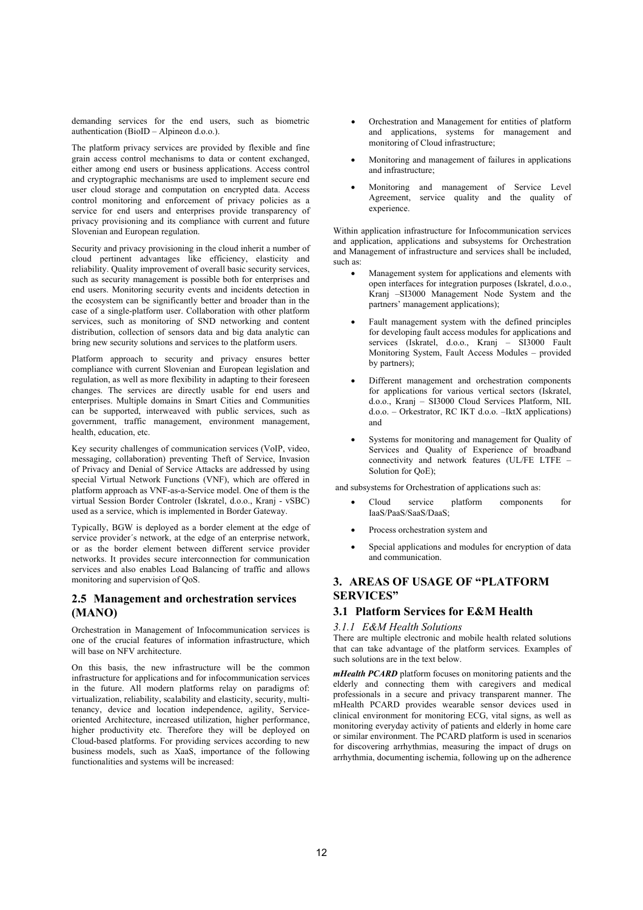demanding services for the end users, such as biometric authentication (BioID – Alpineon d.o.o.).

The platform privacy services are provided by flexible and fine grain access control mechanisms to data or content exchanged, either among end users or business applications. Access control and cryptographic mechanisms are used to implement secure end user cloud storage and computation on encrypted data. Access control monitoring and enforcement of privacy policies as a service for end users and enterprises provide transparency of privacy provisioning and its compliance with current and future Slovenian and European regulation.

Security and privacy provisioning in the cloud inherit a number of cloud pertinent advantages like efficiency, elasticity and reliability. Quality improvement of overall basic security services, such as security management is possible both for enterprises and end users. Monitoring security events and incidents detection in the ecosystem can be significantly better and broader than in the case of a single-platform user. Collaboration with other platform services, such as monitoring of SND networking and content distribution, collection of sensors data and big data analytic can bring new security solutions and services to the platform users.

Platform approach to security and privacy ensures better compliance with current Slovenian and European legislation and regulation, as well as more flexibility in adapting to their foreseen changes. The services are directly usable for end users and enterprises. Multiple domains in Smart Cities and Communities can be supported, interweaved with public services, such as government, traffic management, environment management, health, education, etc.

Key security challenges of communication services (VoIP, video, messaging, collaboration) preventing Theft of Service, Invasion of Privacy and Denial of Service Attacks are addressed by using special Virtual Network Functions (VNF), which are offered in platform approach as VNF-as-a-Service model. One of them is the virtual Session Border Controler (Iskratel, d.o.o., Kranj - vSBC) used as a service, which is implemented in Border Gateway.

Typically, BGW is deployed as a border element at the edge of service provider´s network, at the edge of an enterprise network, or as the border element between different service provider networks. It provides secure interconnection for communication services and also enables Load Balancing of traffic and allows monitoring and supervision of QoS.

### 2.5 Management and orchestration services (MANO)

Orchestration in Management of Infocommunication services is one of the crucial features of information infrastructure, which will base on NFV architecture.

On this basis, the new infrastructure will be the common infrastructure for applications and for infocommunication services in the future. All modern platforms relay on paradigms of: virtualization, reliability, scalability and elasticity, security, multi-tenancy, device and location independence, agility, Service-oriented Architecture, increased utilization, higher performance, higher productivity etc. Therefore they will be deployed on Cloud-based platforms. For providing services according to new business models, such as XaaS, importance of the following functionalities and systems will be increased:

- Orchestration and Management for entities of platform and applications, systems for management and monitoring of Cloud infrastructure;
- Monitoring and management of failures in applications and infrastructure;
- Monitoring and management of Service Level Agreement, service quality and the quality of experience.

Within application infrastructure for Infocommunication services and application, applications and subsystems for Orchestration and Management of infrastructure and services shall be included, such as:

- Management system for applications and elements with open interfaces for integration purposes (Iskratel, d.o.o., Kranj –SI3000 Management Node System and the partners' management applications);
- Fault management system with the defined principles for developing fault access modules for applications and services (Iskratel, d.o.o., Kranj – SI3000 Fault Monitoring System, Fault Access Modules – provided by partners);
- Different management and orchestration components for applications for various vertical sectors (Iskratel, d.o.o., Kranj – SI3000 Cloud Services Platform, NIL d.o.o. – Orkestrator, RC IKT d.o.o. –IktX applications) and
- Systems for monitoring and management for Quality of Services and Quality of Experience of broadband connectivity and network features (UL/FE LTFE – Solution for QoE);

and subsystems for Orchestration of applications such as:

- Cloud service platform components for IaaS/PaaS/SaaS/DaaS;
- Process orchestration system and
- Special applications and modules for encryption of data and communication.

## 3. AREAS OF USAGE OF "PLATFORM SERVICES"

### 3.1 Platform Services for E&M Health

#### 3.1.1 E&M Health Solutions

There are multiple electronic and mobile health related solutions that can take advantage of the platform services. Examples of such solutions are in the text below.

***mHealth PCARD*** platform focuses on monitoring patients and the elderly and connecting them with caregivers and medical professionals in a secure and privacy transparent manner. The mHealth PCARD provides wearable sensor devices used in clinical environment for monitoring ECG, vital signs, as well as monitoring everyday activity of patients and elderly in home care or similar environment. The PCARD platform is used in scenarios for discovering arrhythmias, measuring the impact of drugs on arrhythmia, documenting ischemia, following up on the adherence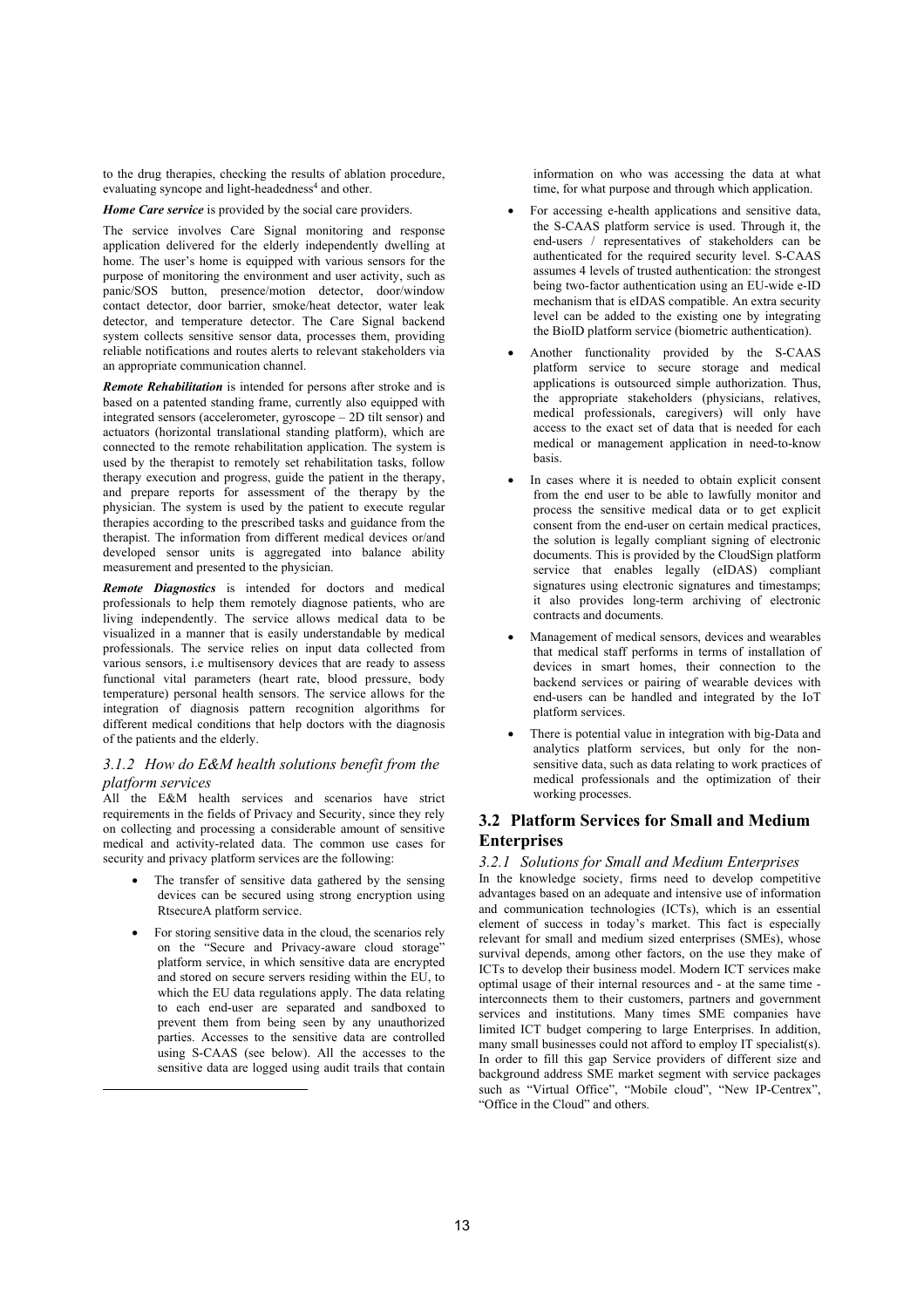to the drug therapies, checking the results of ablation procedure, evaluating syncope and light-headedness[4] and other.

***Home Care service*** is provided by the social care providers.

The service involves Care Signal monitoring and response application delivered for the elderly independently dwelling at home. The user's home is equipped with various sensors for the purpose of monitoring the environment and user activity, such as panic/SOS button, presence/motion detector, door/window contact detector, door barrier, smoke/heat detector, water leak detector, and temperature detector. The Care Signal backend system collects sensitive sensor data, processes them, providing reliable notifications and routes alerts to relevant stakeholders via an appropriate communication channel.

***Remote Rehabilitation*** is intended for persons after stroke and is based on a patented standing frame, currently also equipped with integrated sensors (accelerometer, gyroscope – 2D tilt sensor) and actuators (horizontal translational standing platform), which are connected to the remote rehabilitation application. The system is used by the therapist to remotely set rehabilitation tasks, follow therapy execution and progress, guide the patient in the therapy, and prepare reports for assessment of the therapy by the physician. The system is used by the patient to execute regular therapies according to the prescribed tasks and guidance from the therapist. The information from different medical devices or/and developed sensor units is aggregated into balance ability measurement and presented to the physician.

***Remote Diagnostics*** is intended for doctors and medical professionals to help them remotely diagnose patients, who are living independently. The service allows medical data to be visualized in a manner that is easily understandable by medical professionals. The service relies on input data collected from various sensors, i.e multisensory devices that are ready to assess functional vital parameters (heart rate, blood pressure, body temperature) personal health sensors. The service allows for the integration of diagnosis pattern recognition algorithms for different medical conditions that help doctors with the diagnosis of the patients and the elderly.

### *3.1.2 How do E&M health solutions benefit from the platform services*

All the E&M health services and scenarios have strict requirements in the fields of Privacy and Security, since they rely on collecting and processing a considerable amount of sensitive medical and activity-related data. The common use cases for security and privacy platform services are the following:

- The transfer of sensitive data gathered by the sensing devices can be secured using strong encryption using RtsecureA platform service.
- For storing sensitive data in the cloud, the scenarios rely on the "Secure and Privacy-aware cloud storage" platform service, in which sensitive data are encrypted and stored on secure servers residing within the EU, to which the EU data regulations apply. The data relating to each end-user are separated and sandboxed to prevent them from being seen by any unauthorized parties. Accesses to the sensitive data are controlled using S-CAAS (see below). All the accesses to the sensitive data are logged using audit trails that contain information on who was accessing the data at what time, for what purpose and through which application.
- For accessing e-health applications and sensitive data, the S-CAAS platform service is used. Through it, the end-users / representatives of stakeholders can be authenticated for the required security level. S-CAAS assumes 4 levels of trusted authentication: the strongest being two-factor authentication using an EU-wide e-ID mechanism that is eIDAS compatible. An extra security level can be added to the existing one by integrating the BioID platform service (biometric authentication).
- Another functionality provided by the S-CAAS platform service to secure storage and medical applications is outsourced simple authorization. Thus, the appropriate stakeholders (physicians, relatives, medical professionals, caregivers) will only have access to the exact set of data that is needed for each medical or management application in need-to-know basis.
- In cases where it is needed to obtain explicit consent from the end user to be able to lawfully monitor and process the sensitive medical data or to get explicit consent from the end-user on certain medical practices, the solution is legally compliant signing of electronic documents. This is provided by the CloudSign platform service that enables legally (eIDAS) compliant signatures using electronic signatures and timestamps; it also provides long-term archiving of electronic contracts and documents.
- Management of medical sensors, devices and wearables that medical staff performs in terms of installation of devices in smart homes, their connection to the backend services or pairing of wearable devices with end-users can be handled and integrated by the IoT platform services.
- There is potential value in integration with big-Data and analytics platform services, but only for the non-sensitive data, such as data relating to work practices of medical professionals and the optimization of their working processes.

## 3.2 Platform Services for Small and Medium Enterprises

### *3.2.1 Solutions for Small and Medium Enterprises*

In the knowledge society, firms need to develop competitive advantages based on an adequate and intensive use of information and communication technologies (ICTs), which is an essential element of success in today's market. This fact is especially relevant for small and medium sized enterprises (SMEs), whose survival depends, among other factors, on the use they make of ICTs to develop their business model. Modern ICT services make optimal usage of their internal resources and - at the same time - interconnects them to their customers, partners and government services and institutions. Many times SME companies have limited ICT budget compering to large Enterprises. In addition, many small businesses could not afford to employ IT specialist(s). In order to fill this gap Service providers of different size and background address SME market segment with service packages such as "Virtual Office", "Mobile cloud", "New IP-Centrex", "Office in the Cloud" and others.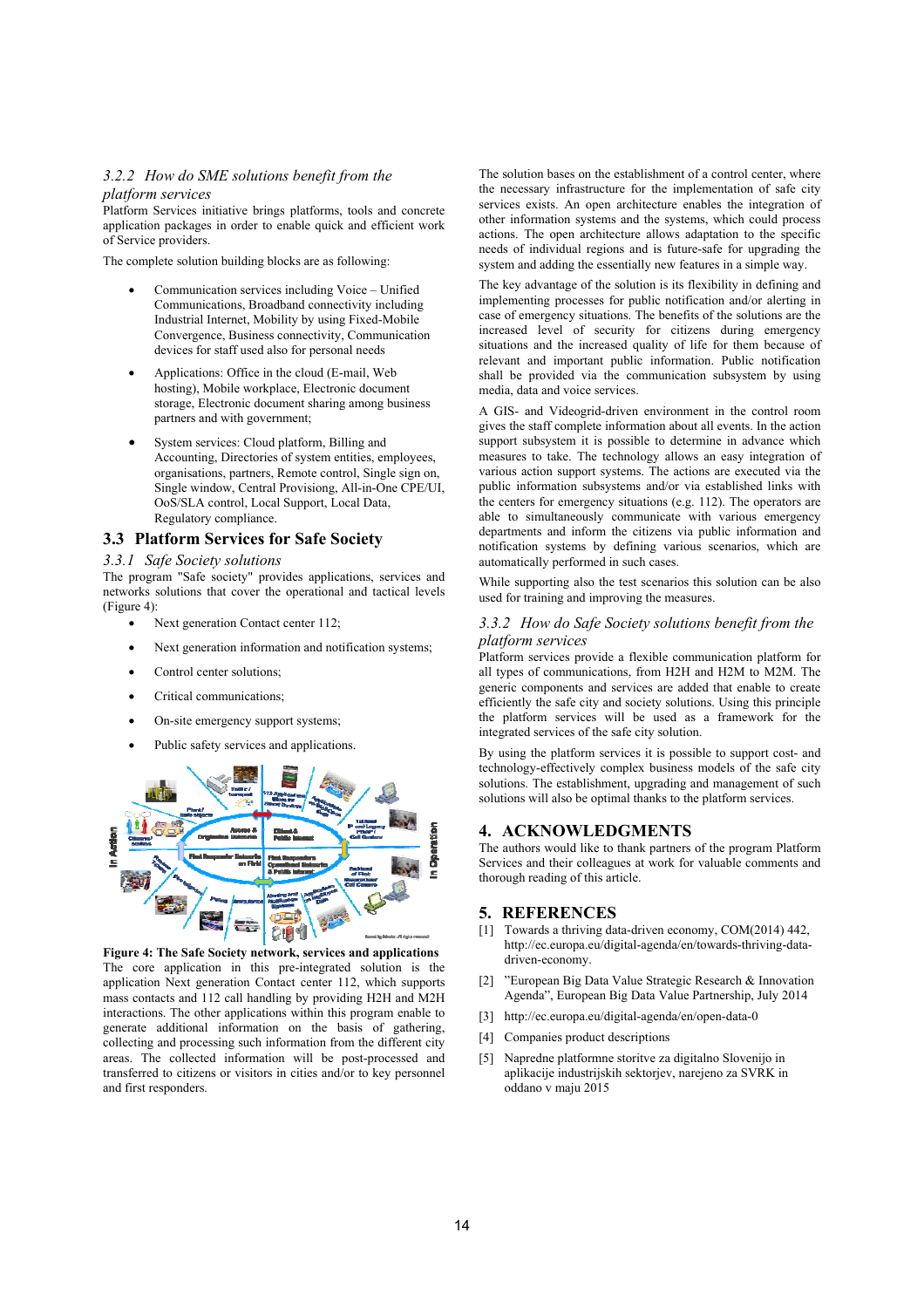### 3.2.2 How do SME solutions benefit from the platform services

Platform Services initiative brings platforms, tools and concrete application packages in order to enable quick and efficient work of Service providers.

The complete solution building blocks are as following:

- Communication services including Voice – Unified Communications, Broadband connectivity including Industrial Internet, Mobility by using Fixed-Mobile Convergence, Business connectivity, Communication devices for staff used also for personal needs
- Applications: Office in the cloud (E-mail, Web hosting), Mobile workplace, Electronic document storage, Electronic document sharing among business partners and with government;
- System services: Cloud platform, Billing and Accounting, Directories of system entities, employees, organisations, partners, Remote control, Single sign on, Single window, Central Provisiong, All-in-One CPE/UI, OoS/SLA control, Local Support, Local Data, Regulatory compliance.

## 3.3 Platform Services for Safe Society

### 3.3.1 Safe Society solutions

The program "Safe society" provides applications, services and networks solutions that cover the operational and tactical levels (Figure 4):

- Next generation Contact center 112;
- Next generation information and notification systems;
- Control center solutions;
- Critical communications;
- On-site emergency support systems;
- Public safety services and applications.

**Figure 4: The Safe Society network, services and applications**

The core application in this pre-integrated solution is the application Next generation Contact center 112, which supports mass contacts and 112 call handling by providing H2H and M2H interactions. The other applications within this program enable to generate additional information on the basis of gathering, collecting and processing such information from the different city areas. The collected information will be post-processed and transferred to citizens or visitors in cities and/or to key personnel and first responders.

The solution bases on the establishment of a control center, where the necessary infrastructure for the implementation of safe city services exists. An open architecture enables the integration of other information systems and the systems, which could process actions. The open architecture allows adaptation to the specific needs of individual regions and is future-safe for upgrading the system and adding the essentially new features in a simple way.

The key advantage of the solution is its flexibility in defining and implementing processes for public notification and/or alerting in case of emergency situations. The benefits of the solutions are the increased level of security for citizens during emergency situations and the increased quality of life for them because of relevant and important public information. Public notification shall be provided via the communication subsystem by using media, data and voice services.

A GIS- and Videogrid-driven environment in the control room gives the staff complete information about all events. In the action support subsystem it is possible to determine in advance which measures to take. The technology allows an easy integration of various action support systems. The actions are executed via the public information subsystems and/or via established links with the centers for emergency situations (e.g. 112). The operators are able to simultaneously communicate with various emergency departments and inform the citizens via public information and notification systems by defining various scenarios, which are automatically performed in such cases.

While supporting also the test scenarios this solution can be also used for training and improving the measures.

### 3.3.2 How do Safe Society solutions benefit from the platform services

Platform services provide a flexible communication platform for all types of communications, from H2H and H2M to M2M. The generic components and services are added that enable to create efficiently the safe city and society solutions. Using this principle the platform services will be used as a framework for the integrated services of the safe city solution.

By using the platform services it is possible to support cost- and technology-effectively complex business models of the safe city solutions. The establishment, upgrading and management of such solutions will also be optimal thanks to the platform services.

# 4. ACKNOWLEDGMENTS

The authors would like to thank partners of the program Platform Services and their colleagues at work for valuable comments and thorough reading of this article.

# 5. REFERENCES

[1] Towards a thriving data-driven economy, COM(2014) 442, http://ec.europa.eu/digital-agenda/en/towards-thriving-data-driven-economy.

[2] "European Big Data Value Strategic Research & Innovation Agenda", European Big Data Value Partnership, July 2014

[3] http://ec.europa.eu/digital-agenda/en/open-data-0

[4] Companies product descriptions

[5] Napredne platformne storitve za digitalno Slovenijo in aplikacije industrijskih sektorjev, narejeno za SVRK in oddano v maju 2015